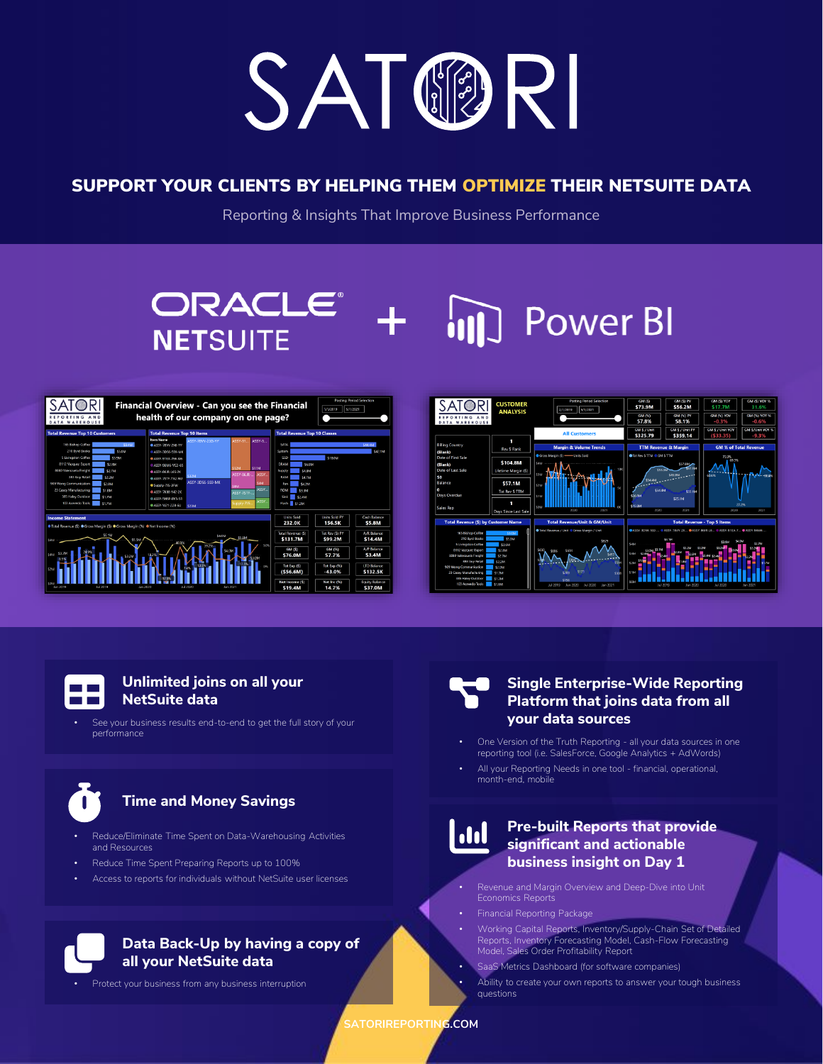# SATORI

## SUPPORT YOUR CLIENTS BY HELPING THEM OPTIMIZE THEIR NETSUITE DATA

Reporting & Insights That Improve Business Performance

ORACLE NETSUITE + Power BI

### Unlimited joins on all your NetSuite data

- See your business results end-to-end to get the full story of your performance

### Time and Money Savings

- Reduce/Eliminate Time Spent on Data-Warehousing Activities and Resources
- Reduce Time Spent Preparing Reports up to 100%
- Access to reports for individuals without NetSuite user licenses

### Data Back-Up by having a copy of all your NetSuite data

- Protect your business from any business interruption

### Single Enterprise-Wide Reporting Platform that joins data from all your data sources

- One Version of the Truth Reporting - all your data sources in one reporting tool (i.e. SalesForce, Google Analytics + AdWords)
- All your Reporting Needs in one tool - financial, operational, month-end, mobile

### Pre-built Reports that provide significant and actionable business insight on Day 1

- Revenue and Margin Overview and Deep-Dive into Unit Economics Reports
- Financial Reporting Package
- Working Capital Reports, Inventory/Supply-Chain Set of Detailed Reports, Inventory Forecasting Model, Cash-Flow Forecasting Model, Sales Order Profitability Report
- SaaS Metrics Dashboard (for software companies)
- Ability to create your own reports to answer your tough business questions

SATORIREPORTING.COM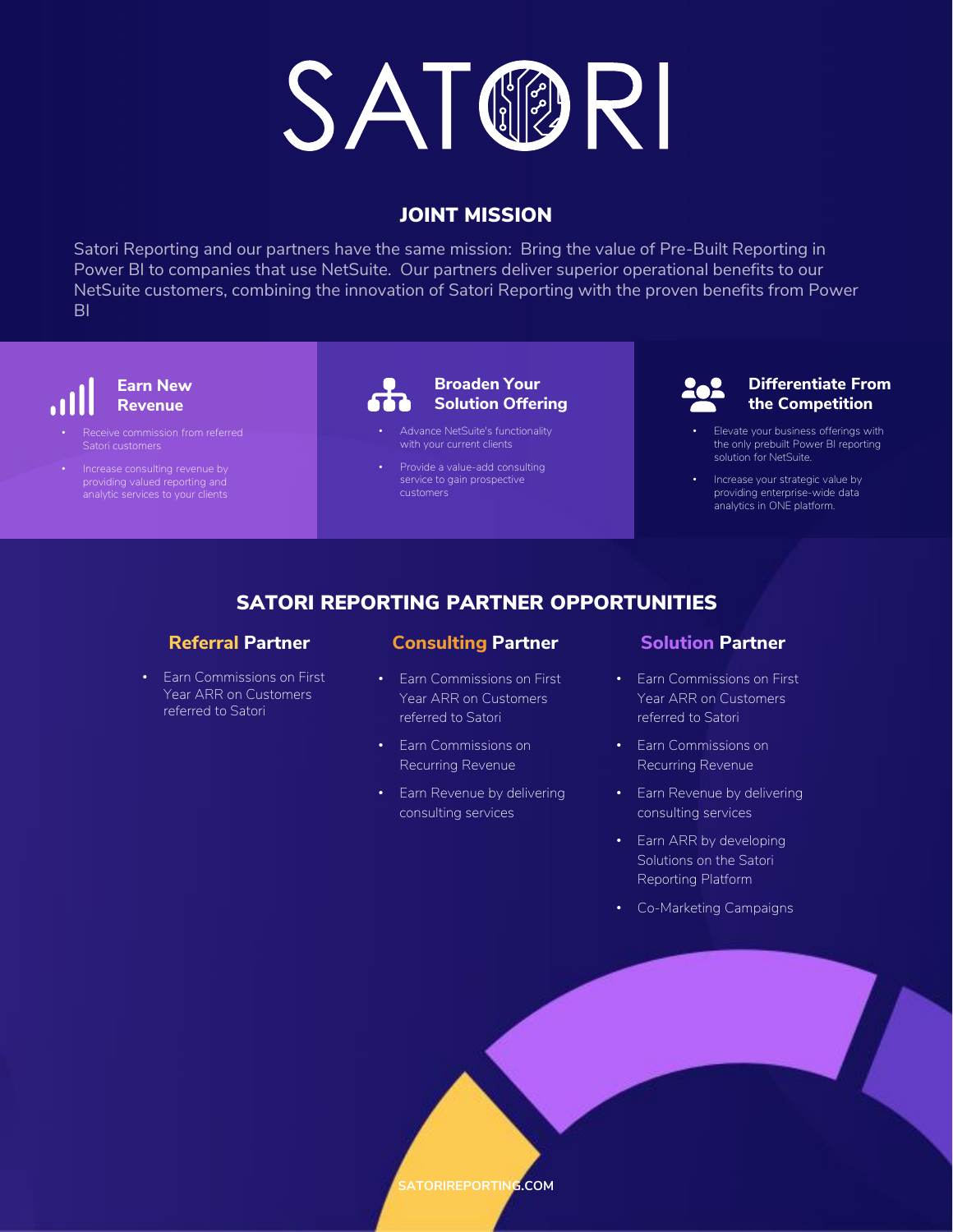# SATORI

## JOINT MISSION

Satori Reporting and our partners have the same mission: Bring the value of Pre-Built Reporting in Power BI to companies that use NetSuite. Our partners deliver superior operational benefits to our NetSuite customers, combining the innovation of Satori Reporting with the proven benefits from Power BI

### Earn New Revenue

- Receive commission from referred Satori customers
- Increase consulting revenue by providing valued reporting and analytic services to your clients

### Broaden Your Solution Offering

- Advance NetSuite's functionality with your current clients
- Provide a value-add consulting service to gain prospective customers

### Differentiate From the Competition

- Elevate your business offerings with the only prebuilt Power BI reporting solution for NetSuite.
- Increase your strategic value by providing enterprise-wide data analytics in ONE platform.

## SATORI REPORTING PARTNER OPPORTUNITIES

### Referral Partner

- Earn Commissions on First Year ARR on Customers referred to Satori

### Consulting Partner

- Earn Commissions on First Year ARR on Customers referred to Satori
- Earn Commissions on Recurring Revenue
- Earn Revenue by delivering consulting services

### Solution Partner

- Earn Commissions on First Year ARR on Customers referred to Satori
- Earn Commissions on Recurring Revenue
- Earn Revenue by delivering consulting services
- Earn ARR by developing Solutions on the Satori Reporting Platform
- Co-Marketing Campaigns

SATORIREPORTING.COM